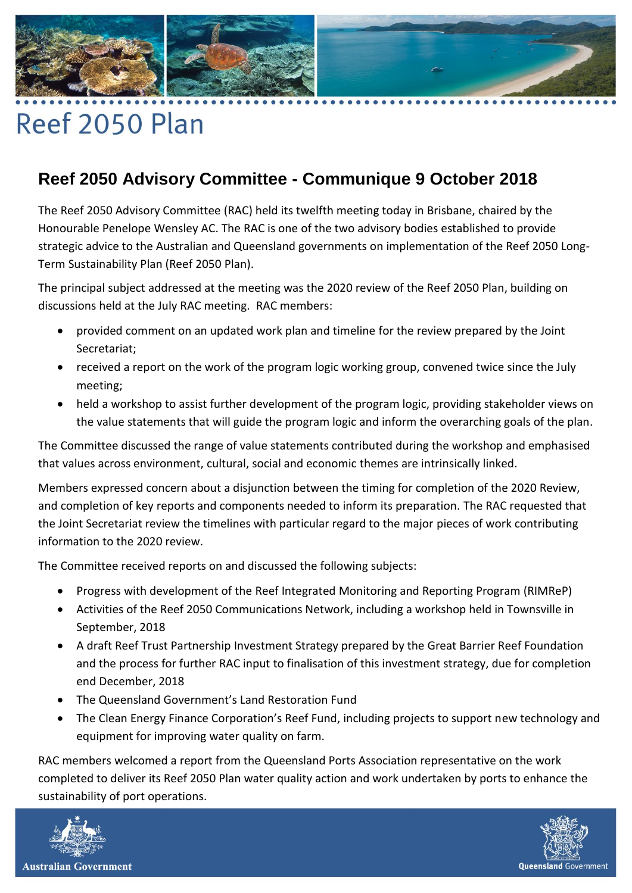# Reef 2050 Plan

## Reef 2050 Advisory Committee - Communique 9 October 2018

The Reef 2050 Advisory Committee (RAC) held its twelfth meeting today in Brisbane, chaired by the Honourable Penelope Wensley AC. The RAC is one of the two advisory bodies established to provide strategic advice to the Australian and Queensland governments on implementation of the Reef 2050 Long-Term Sustainability Plan (Reef 2050 Plan).

The principal subject addressed at the meeting was the 2020 review of the Reef 2050 Plan, building on discussions held at the July RAC meeting. RAC members:

- provided comment on an updated work plan and timeline for the review prepared by the Joint Secretariat;
- received a report on the work of the program logic working group, convened twice since the July meeting;
- held a workshop to assist further development of the program logic, providing stakeholder views on the value statements that will guide the program logic and inform the overarching goals of the plan.

The Committee discussed the range of value statements contributed during the workshop and emphasised that values across environment, cultural, social and economic themes are intrinsically linked.

Members expressed concern about a disjunction between the timing for completion of the 2020 Review, and completion of key reports and components needed to inform its preparation. The RAC requested that the Joint Secretariat review the timelines with particular regard to the major pieces of work contributing information to the 2020 review.

The Committee received reports on and discussed the following subjects:

- Progress with development of the Reef Integrated Monitoring and Reporting Program (RIMReP)
- Activities of the Reef 2050 Communications Network, including a workshop held in Townsville in September, 2018
- A draft Reef Trust Partnership Investment Strategy prepared by the Great Barrier Reef Foundation and the process for further RAC input to finalisation of this investment strategy, due for completion end December, 2018
- The Queensland Government's Land Restoration Fund
- The Clean Energy Finance Corporation's Reef Fund, including projects to support new technology and equipment for improving water quality on farm.

RAC members welcomed a report from the Queensland Ports Association representative on the work completed to deliver its Reef 2050 Plan water quality action and work undertaken by ports to enhance the sustainability of port operations.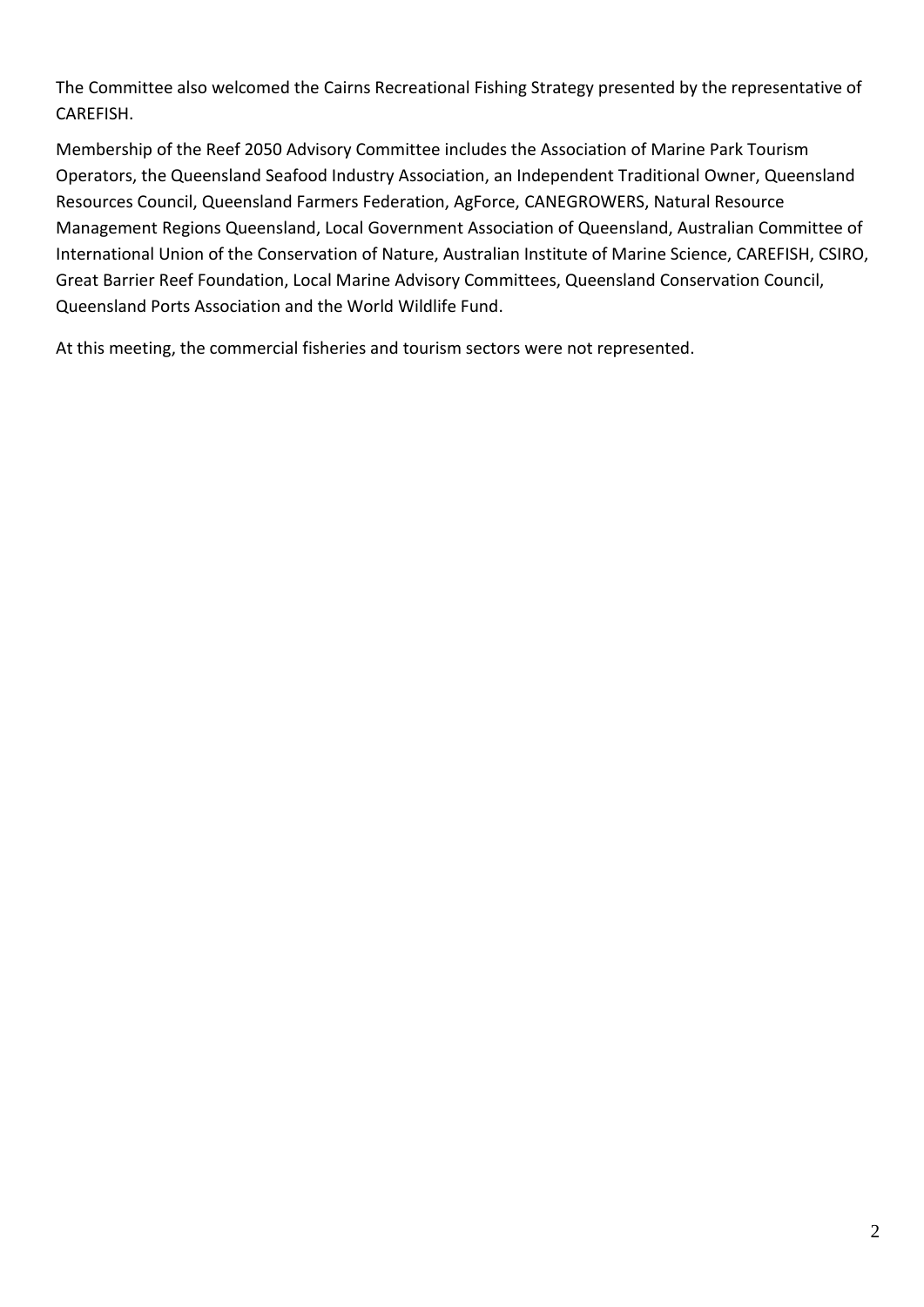The Committee also welcomed the Cairns Recreational Fishing Strategy presented by the representative of CAREFISH.

Membership of the Reef 2050 Advisory Committee includes the Association of Marine Park Tourism Operators, the Queensland Seafood Industry Association, an Independent Traditional Owner, Queensland Resources Council, Queensland Farmers Federation, AgForce, CANEGROWERS, Natural Resource Management Regions Queensland, Local Government Association of Queensland, Australian Committee of International Union of the Conservation of Nature, Australian Institute of Marine Science, CAREFISH, CSIRO, Great Barrier Reef Foundation, Local Marine Advisory Committees, Queensland Conservation Council, Queensland Ports Association and the World Wildlife Fund.

At this meeting, the commercial fisheries and tourism sectors were not represented.